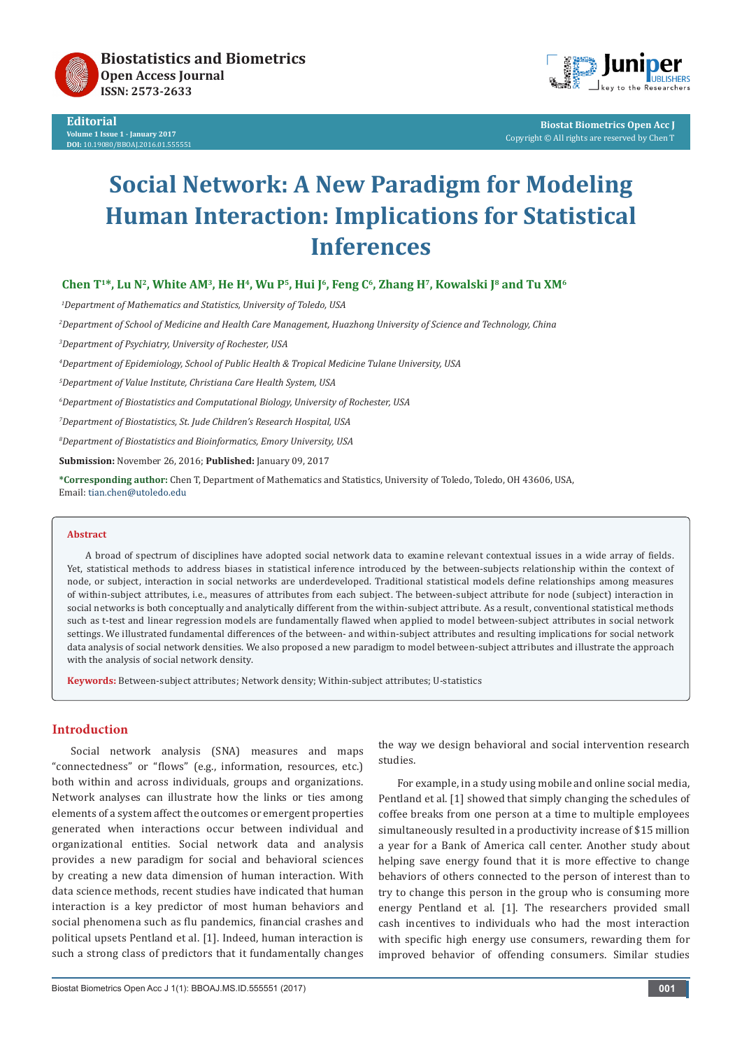Biostatistics and Biometrics
Open Access Journal
ISSN: 2573-2633

**Editorial**
Volume 1 Issue 1 - January 2017
DOI: 10.19080/BBOAJ.2016.01.555551

Biostat Biometrics Open Acc J
Copyright © All rights are reserved by Chen T

# Social Network: A New Paradigm for Modeling Human Interaction: Implications for Statistical Inferences

**Chen T[1]*, Lu N[2], White AM[3], He H[4], Wu P[5], Hui J[6], Feng C[6], Zhang H[7], Kowalski J[8] and Tu XM[6]**

[1]*Department of Mathematics and Statistics, University of Toledo, USA*

[2]*Department of School of Medicine and Health Care Management, Huazhong University of Science and Technology, China*

[3]*Department of Psychiatry, University of Rochester, USA*

[4]*Department of Epidemiology, School of Public Health & Tropical Medicine Tulane University, USA*

[5]*Department of Value Institute, Christiana Care Health System, USA*

[6]*Department of Biostatistics and Computational Biology, University of Rochester, USA*

[7]*Department of Biostatistics, St. Jude Children's Research Hospital, USA*

[8]*Department of Biostatistics and Bioinformatics, Emory University, USA*

**Submission:** November 26, 2016; **Published:** January 09, 2017

**\*Corresponding author:** Chen T, Department of Mathematics and Statistics, University of Toledo, Toledo, OH 43606, USA, Email: tian.chen@utoledo.edu

## Abstract

A broad of spectrum of disciplines have adopted social network data to examine relevant contextual issues in a wide array of fields. Yet, statistical methods to address biases in statistical inference introduced by the between-subjects relationship within the context of node, or subject, interaction in social networks are underdeveloped. Traditional statistical models define relationships among measures of within-subject attributes, i.e., measures of attributes from each subject. The between-subject attribute for node (subject) interaction in social networks is both conceptually and analytically different from the within-subject attribute. As a result, conventional statistical methods such as t-test and linear regression models are fundamentally flawed when applied to model between-subject attributes in social network settings. We illustrated fundamental differences of the between- and within-subject attributes and resulting implications for social network data analysis of social network densities. We also proposed a new paradigm to model between-subject attributes and illustrate the approach with the analysis of social network density.

**Keywords:** Between-subject attributes; Network density; Within-subject attributes; U-statistics

## Introduction

Social network analysis (SNA) measures and maps "connectedness" or "flows" (e.g., information, resources, etc.) both within and across individuals, groups and organizations. Network analyses can illustrate how the links or ties among elements of a system affect the outcomes or emergent properties generated when interactions occur between individual and organizational entities. Social network data and analysis provides a new paradigm for social and behavioral sciences by creating a new data dimension of human interaction. With data science methods, recent studies have indicated that human interaction is a key predictor of most human behaviors and social phenomena such as flu pandemics, financial crashes and political upsets Pentland et al. [1]. Indeed, human interaction is such a strong class of predictors that it fundamentally changes the way we design behavioral and social intervention research studies.

For example, in a study using mobile and online social media, Pentland et al. [1] showed that simply changing the schedules of coffee breaks from one person at a time to multiple employees simultaneously resulted in a productivity increase of $15 million a year for a Bank of America call center. Another study about helping save energy found that it is more effective to change behaviors of others connected to the person of interest than to try to change this person in the group who is consuming more energy Pentland et al. [1]. The researchers provided small cash incentives to individuals who had the most interaction with specific high energy use consumers, rewarding them for improved behavior of offending consumers. Similar studies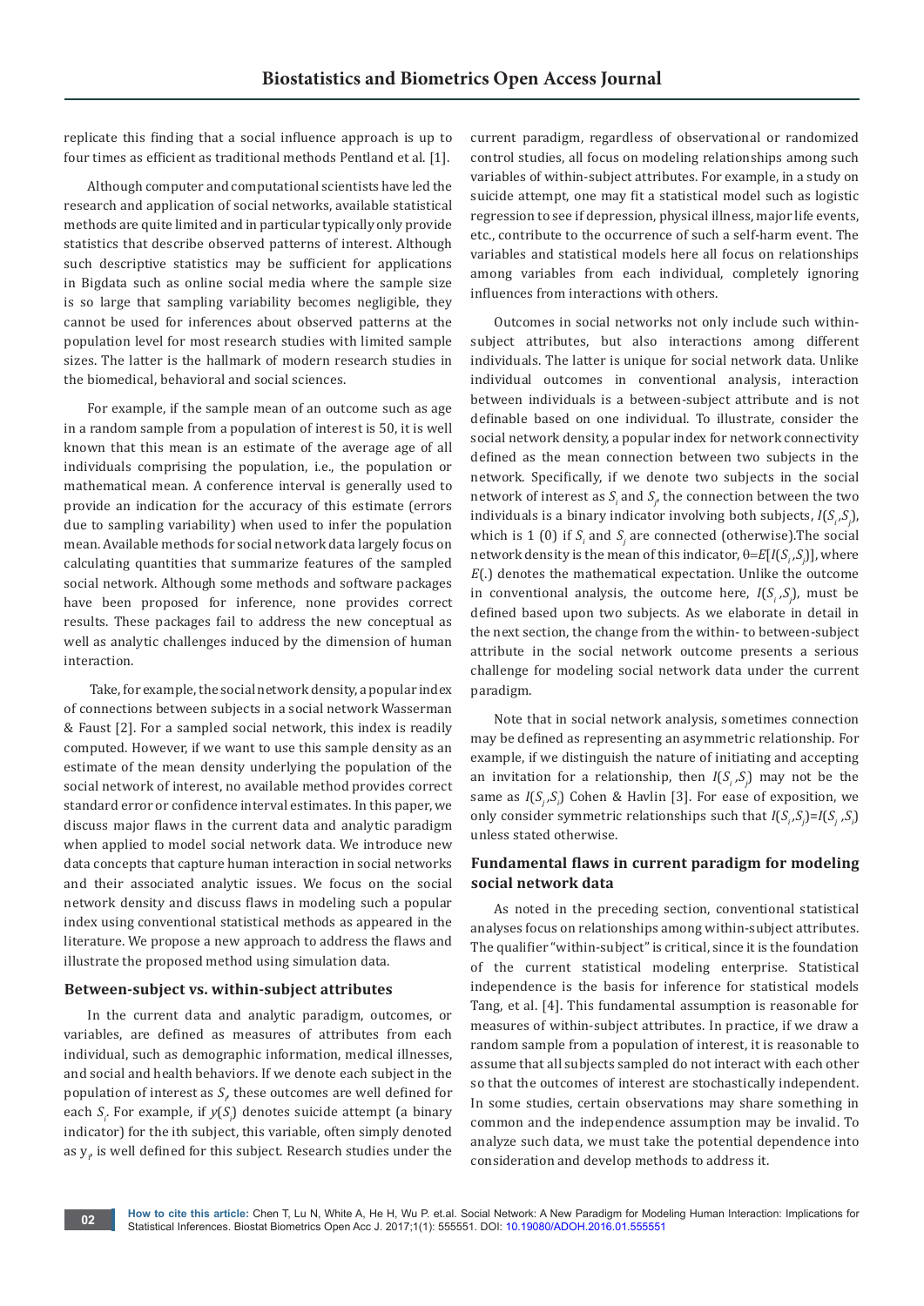replicate this finding that a social influence approach is up to four times as efficient as traditional methods Pentland et al. [1].

Although computer and computational scientists have led the research and application of social networks, available statistical methods are quite limited and in particular typically only provide statistics that describe observed patterns of interest. Although such descriptive statistics may be sufficient for applications in Bigdata such as online social media where the sample size is so large that sampling variability becomes negligible, they cannot be used for inferences about observed patterns at the population level for most research studies with limited sample sizes. The latter is the hallmark of modern research studies in the biomedical, behavioral and social sciences.

For example, if the sample mean of an outcome such as age in a random sample from a population of interest is 50, it is well known that this mean is an estimate of the average age of all individuals comprising the population, i.e., the population or mathematical mean. A conference interval is generally used to provide an indication for the accuracy of this estimate (errors due to sampling variability) when used to infer the population mean. Available methods for social network data largely focus on calculating quantities that summarize features of the sampled social network. Although some methods and software packages have been proposed for inference, none provides correct results. These packages fail to address the new conceptual as well as analytic challenges induced by the dimension of human interaction.

Take, for example, the social network density, a popular index of connections between subjects in a social network Wasserman & Faust [2]. For a sampled social network, this index is readily computed. However, if we want to use this sample density as an estimate of the mean density underlying the population of the social network of interest, no available method provides correct standard error or confidence interval estimates. In this paper, we discuss major flaws in the current data and analytic paradigm when applied to model social network data. We introduce new data concepts that capture human interaction in social networks and their associated analytic issues. We focus on the social network density and discuss flaws in modeling such a popular index using conventional statistical methods as appeared in the literature. We propose a new approach to address the flaws and illustrate the proposed method using simulation data.

### Between-subject vs. within-subject attributes

In the current data and analytic paradigm, outcomes, or variables, are defined as measures of attributes from each individual, such as demographic information, medical illnesses, and social and health behaviors. If we denote each subject in the population of interest as $S_i$, these outcomes are well defined for each $S_i$. For example, if $y(S_i)$ denotes suicide attempt (a binary indicator) for the ith subject, this variable, often simply denoted as $y_i$, is well defined for this subject. Research studies under the current paradigm, regardless of observational or randomized control studies, all focus on modeling relationships among such variables of within-subject attributes. For example, in a study on suicide attempt, one may fit a statistical model such as logistic regression to see if depression, physical illness, major life events, etc., contribute to the occurrence of such a self-harm event. The variables and statistical models here all focus on relationships among variables from each individual, completely ignoring influences from interactions with others.

Outcomes in social networks not only include such within-subject attributes, but also interactions among different individuals. The latter is unique for social network data. Unlike individual outcomes in conventional analysis, interaction between individuals is a between-subject attribute and is not definable based on one individual. To illustrate, consider the social network density, a popular index for network connectivity defined as the mean connection between two subjects in the network. Specifically, if we denote two subjects in the social network of interest as $S_i$ and $S_j$, the connection between the two individuals is a binary indicator involving both subjects, $I(S_i, S_j)$, which is 1 (0) if $S_i$ and $S_j$ are connected (otherwise).The social network density is the mean of this indicator, $\theta = E[I(S_i, S_j)]$, where $E(.)$ denotes the mathematical expectation. Unlike the outcome in conventional analysis, the outcome here, $I(S_i, S_j)$, must be defined based upon two subjects. As we elaborate in detail in the next section, the change from the within- to between-subject attribute in the social network outcome presents a serious challenge for modeling social network data under the current paradigm.

Note that in social network analysis, sometimes connection may be defined as representing an asymmetric relationship. For example, if we distinguish the nature of initiating and accepting an invitation for a relationship, then $I(S_i, S_j)$ may not be the same as $I(S_j, S_i)$ Cohen & Havlin [3]. For ease of exposition, we only consider symmetric relationships such that $I(S_i, S_j) = I(S_j, S_i)$ unless stated otherwise.

### Fundamental flaws in current paradigm for modeling social network data

As noted in the preceding section, conventional statistical analyses focus on relationships among within-subject attributes. The qualifier "within-subject" is critical, since it is the foundation of the current statistical modeling enterprise. Statistical independence is the basis for inference for statistical models Tang, et al. [4]. This fundamental assumption is reasonable for measures of within-subject attributes. In practice, if we draw a random sample from a population of interest, it is reasonable to assume that all subjects sampled do not interact with each other so that the outcomes of interest are stochastically independent. In some studies, certain observations may share something in common and the independence assumption may be invalid. To analyze such data, we must take the potential dependence into consideration and develop methods to address it.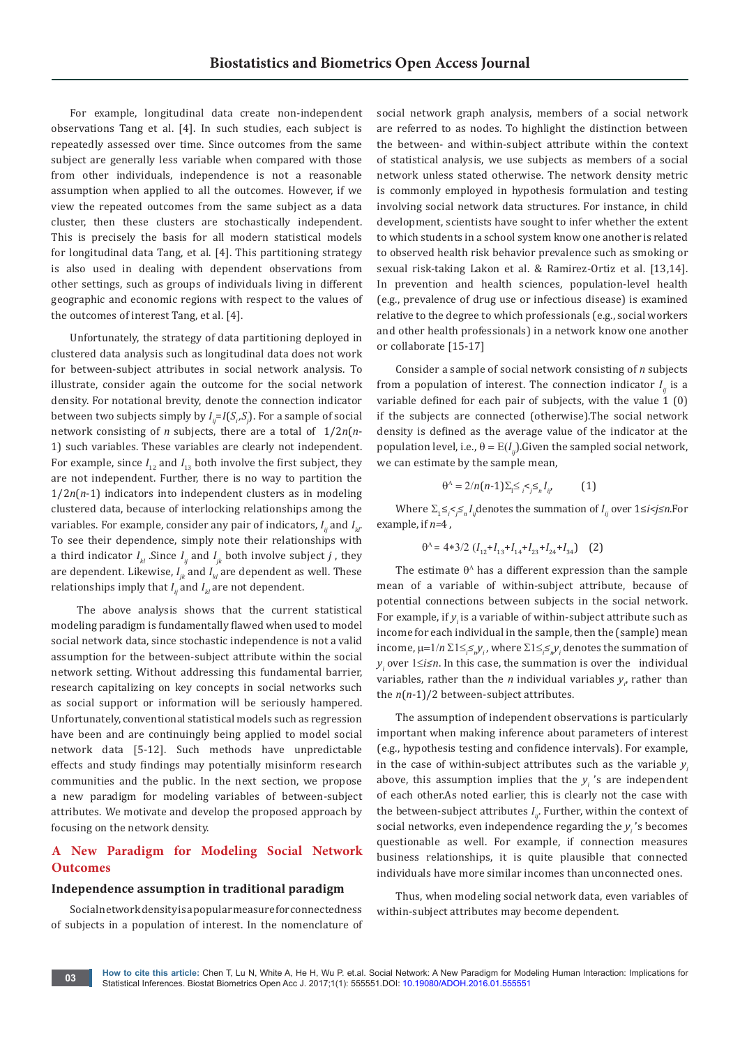For example, longitudinal data create non-independent observations Tang et al. [4]. In such studies, each subject is repeatedly assessed over time. Since outcomes from the same subject are generally less variable when compared with those from other individuals, independence is not a reasonable assumption when applied to all the outcomes. However, if we view the repeated outcomes from the same subject as a data cluster, then these clusters are stochastically independent. This is precisely the basis for all modern statistical models for longitudinal data Tang, et al. [4]. This partitioning strategy is also used in dealing with dependent observations from other settings, such as groups of individuals living in different geographic and economic regions with respect to the values of the outcomes of interest Tang, et al. [4].

Unfortunately, the strategy of data partitioning deployed in clustered data analysis such as longitudinal data does not work for between-subject attributes in social network analysis. To illustrate, consider again the outcome for the social network density. For notational brevity, denote the connection indicator between two subjects simply by $I_{ij}=I(S_i,S_j)$. For a sample of social network consisting of $n$ subjects, there are a total of $1/2n(n-1)$ such variables. These variables are clearly not independent. For example, since $I_{12}$ and $I_{13}$ both involve the first subject, they are not independent. Further, there is no way to partition the $1/2n(n-1)$ indicators into independent clusters as in modeling clustered data, because of interlocking relationships among the variables. For example, consider any pair of indicators, $I_{ij}$ and $I_{kl}$. To see their dependence, simply note their relationships with a third indicator $I_{kl}$ .Since $I_{ij}$ and $I_{jk}$ both involve subject $j$ , they are dependent. Likewise, $I_{jk}$ and $I_{kl}$ are dependent as well. These relationships imply that $I_{ij}$ and $I_{kl}$ are not dependent.

The above analysis shows that the current statistical modeling paradigm is fundamentally flawed when used to model social network data, since stochastic independence is not a valid assumption for the between-subject attribute within the social network setting. Without addressing this fundamental barrier, research capitalizing on key concepts in social networks such as social support or information will be seriously hampered. Unfortunately, conventional statistical models such as regression have been and are continuingly being applied to model social network data [5-12]. Such methods have unpredictable effects and study findings may potentially misinform research communities and the public. In the next section, we propose a new paradigm for modeling variables of between-subject attributes. We motivate and develop the proposed approach by focusing on the network density.

## A New Paradigm for Modeling Social Network Outcomes

### Independence assumption in traditional paradigm

Social network density is a popular measure for connectedness of subjects in a population of interest. In the nomenclature of social network graph analysis, members of a social network are referred to as nodes. To highlight the distinction between the between- and within-subject attribute within the context of statistical analysis, we use subjects as members of a social network unless stated otherwise. The network density metric is commonly employed in hypothesis formulation and testing involving social network data structures. For instance, in child development, scientists have sought to infer whether the extent to which students in a school system know one another is related to observed health risk behavior prevalence such as smoking or sexual risk-taking Lakon et al. & Ramirez-Ortiz et al. [13,14]. In prevention and health sciences, population-level health (e.g., prevalence of drug use or infectious disease) is examined relative to the degree to which professionals (e.g., social workers and other health professionals) in a network know one another or collaborate [15-17]

Consider a sample of social network consisting of $n$ subjects from a population of interest. The connection indicator $I_{ij}$ is a variable defined for each pair of subjects, with the value 1 (0) if the subjects are connected (otherwise).The social network density is defined as the average value of the indicator at the population level, i.e., $\theta = E(I_{ij})$.Given the sampled social network, we can estimate by the sample mean,

$$\theta^{\wedge} = 2/n(n-1)\Sigma_{1\leq i<j\leq n} I_{ij}, \qquad (1)$$

Where $\Sigma_{1\leq i<j\leq n} I_{ij}$ denotes the summation of $I_{ij}$ over $1\leq i<j\leq n$.For example, if $n=4$ ,

$$\theta^{\wedge} = 4*3/2\ (I_{12}+I_{13}+I_{14}+I_{23}+I_{24}+I_{34}) \quad (2)$$

The estimate $\theta^{\wedge}$ has a different expression than the sample mean of a variable of within-subject attribute, because of potential connections between subjects in the social network. For example, if $y_i$ is a variable of within-subject attribute such as income for each individual in the sample, then the (sample) mean income, $\mu=1/n\ \Sigma_{1\leq i\leq n} y_i$ , where $\Sigma_{1\leq i\leq n} y_i$ denotes the summation of $y_i$ over $1\leq i\leq n$. In this case, the summation is over the individual variables, rather than the $n$ individual variables $y_i$, rather than the $n(n-1)/2$ between-subject attributes.

The assumption of independent observations is particularly important when making inference about parameters of interest (e.g., hypothesis testing and confidence intervals). For example, in the case of within-subject attributes such as the variable $y_i$ above, this assumption implies that the $y_i$ 's are independent of each other.As noted earlier, this is clearly not the case with the between-subject attributes $I_{ij}$. Further, within the context of social networks, even independence regarding the $y_i$ 's becomes questionable as well. For example, if connection measures business relationships, it is quite plausible that connected individuals have more similar incomes than unconnected ones.

Thus, when modeling social network data, even variables of within-subject attributes may become dependent.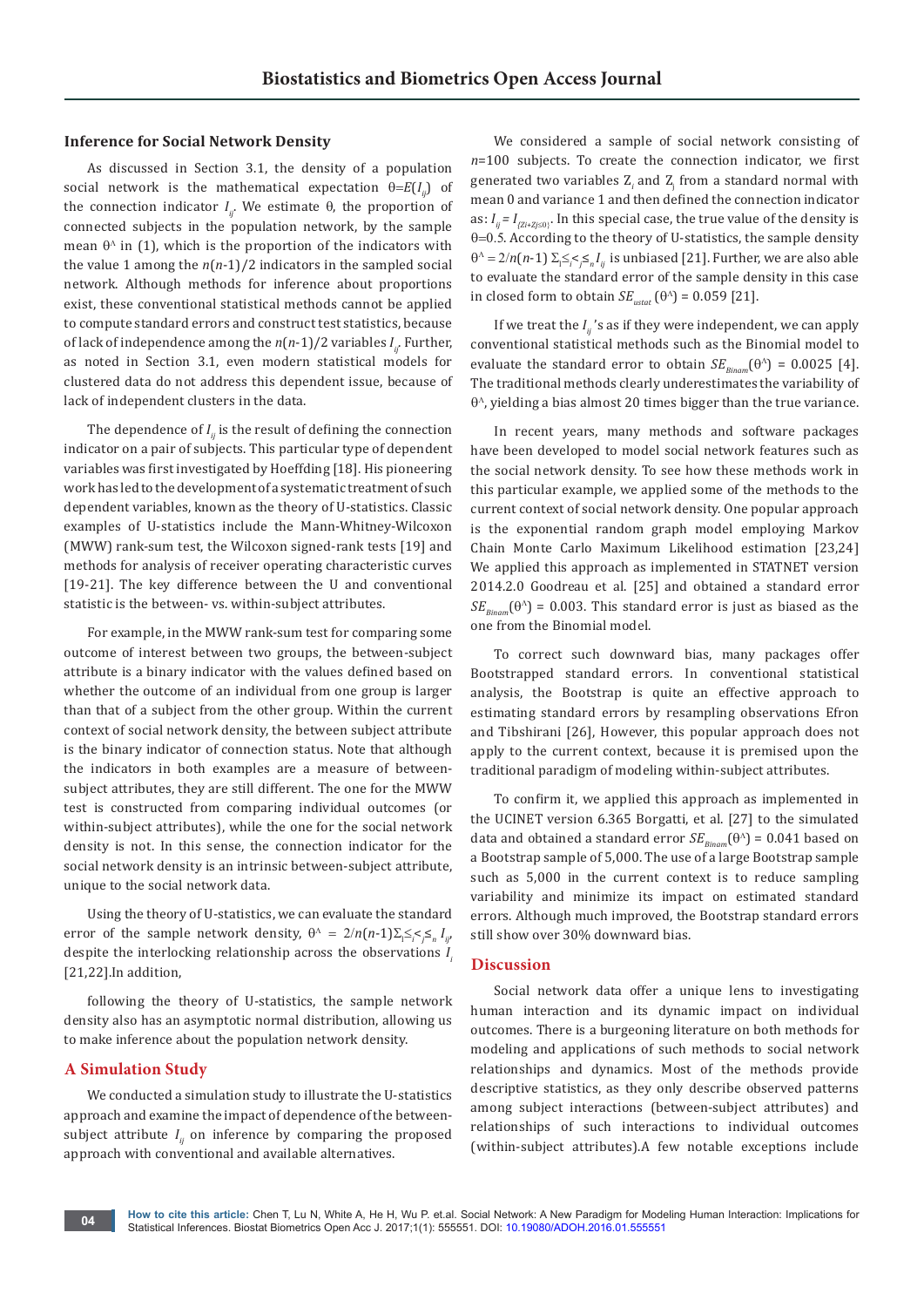### Inference for Social Network Density

As discussed in Section 3.1, the density of a population social network is the mathematical expectation $\theta = E(I_{ij})$ of the connection indicator $I_{ij}$. We estimate θ, the proportion of connected subjects in the population network, by the sample mean $\theta^{\wedge}$ in (1), which is the proportion of the indicators with the value 1 among the $n(n-1)/2$ indicators in the sampled social network. Although methods for inference about proportions exist, these conventional statistical methods cannot be applied to compute standard errors and construct test statistics, because of lack of independence among the $n(n-1)/2$ variables $I_{ij}$. Further, as noted in Section 3.1, even modern statistical models for clustered data do not address this dependent issue, because of lack of independent clusters in the data.

The dependence of $I_{ij}$ is the result of defining the connection indicator on a pair of subjects. This particular type of dependent variables was first investigated by Hoeffding [18]. His pioneering work has led to the development of a systematic treatment of such dependent variables, known as the theory of U-statistics. Classic examples of U-statistics include the Mann-Whitney-Wilcoxon (MWW) rank-sum test, the Wilcoxon signed-rank tests [19] and methods for analysis of receiver operating characteristic curves [19-21]. The key difference between the U and conventional statistic is the between- vs. within-subject attributes.

For example, in the MWW rank-sum test for comparing some outcome of interest between two groups, the between-subject attribute is a binary indicator with the values defined based on whether the outcome of an individual from one group is larger than that of a subject from the other group. Within the current context of social network density, the between subject attribute is the binary indicator of connection status. Note that although the indicators in both examples are a measure of between-subject attributes, they are still different. The one for the MWW test is constructed from comparing individual outcomes (or within-subject attributes), while the one for the social network density is not. In this sense, the connection indicator for the social network density is an intrinsic between-subject attribute, unique to the social network data.

Using the theory of U-statistics, we can evaluate the standard error of the sample network density, $\theta^{\wedge} = 2/n(n-1)\Sigma_{1 \le i < j \le n} I_{ij}$, despite the interlocking relationship across the observations $I_i$ [21,22].In addition,

following the theory of U-statistics, the sample network density also has an asymptotic normal distribution, allowing us to make inference about the population network density.

## A Simulation Study

We conducted a simulation study to illustrate the U-statistics approach and examine the impact of dependence of the between-subject attribute $I_{ij}$ on inference by comparing the proposed approach with conventional and available alternatives.

We considered a sample of social network consisting of $n$=100 subjects. To create the connection indicator, we first generated two variables $Z_i$ and $Z_j$ from a standard normal with mean 0 and variance 1 and then defined the connection indicator as: $I_{ij} = I_{\{Zi+Zj \le 0\}}$. In this special case, the true value of the density is θ=0.5. According to the theory of U-statistics, the sample density $\theta^{\wedge} = 2/n(n-1)\ \Sigma_{1 \le i < j \le n} I_{ij}$ is unbiased [21]. Further, we are also able to evaluate the standard error of the sample density in this case in closed form to obtain $SE_{ustat}(\theta^{\wedge}) = 0.059$ [21].

If we treat the $I_{ij}$'s as if they were independent, we can apply conventional statistical methods such as the Binomial model to evaluate the standard error to obtain $SE_{Binam}(\theta^{\wedge}) = 0.0025$ [4]. The traditional methods clearly underestimates the variability of $\theta^{\wedge}$, yielding a bias almost 20 times bigger than the true variance.

In recent years, many methods and software packages have been developed to model social network features such as the social network density. To see how these methods work in this particular example, we applied some of the methods to the current context of social network density. One popular approach is the exponential random graph model employing Markov Chain Monte Carlo Maximum Likelihood estimation [23,24] We applied this approach as implemented in STATNET version 2014.2.0 Goodreau et al. [25] and obtained a standard error $SE_{Binam}(\theta^{\wedge}) = 0.003$. This standard error is just as biased as the one from the Binomial model.

To correct such downward bias, many packages offer Bootstrapped standard errors. In conventional statistical analysis, the Bootstrap is quite an effective approach to estimating standard errors by resampling observations Efron and Tibshirani [26], However, this popular approach does not apply to the current context, because it is premised upon the traditional paradigm of modeling within-subject attributes.

To confirm it, we applied this approach as implemented in the UCINET version 6.365 Borgatti, et al. [27] to the simulated data and obtained a standard error $SE_{Binam}(\theta^{\wedge}) = 0.041$ based on a Bootstrap sample of 5,000. The use of a large Bootstrap sample such as 5,000 in the current context is to reduce sampling variability and minimize its impact on estimated standard errors. Although much improved, the Bootstrap standard errors still show over 30% downward bias.

## Discussion

Social network data offer a unique lens to investigating human interaction and its dynamic impact on individual outcomes. There is a burgeoning literature on both methods for modeling and applications of such methods to social network relationships and dynamics. Most of the methods provide descriptive statistics, as they only describe observed patterns among subject interactions (between-subject attributes) and relationships of such interactions to individual outcomes (within-subject attributes).A few notable exceptions include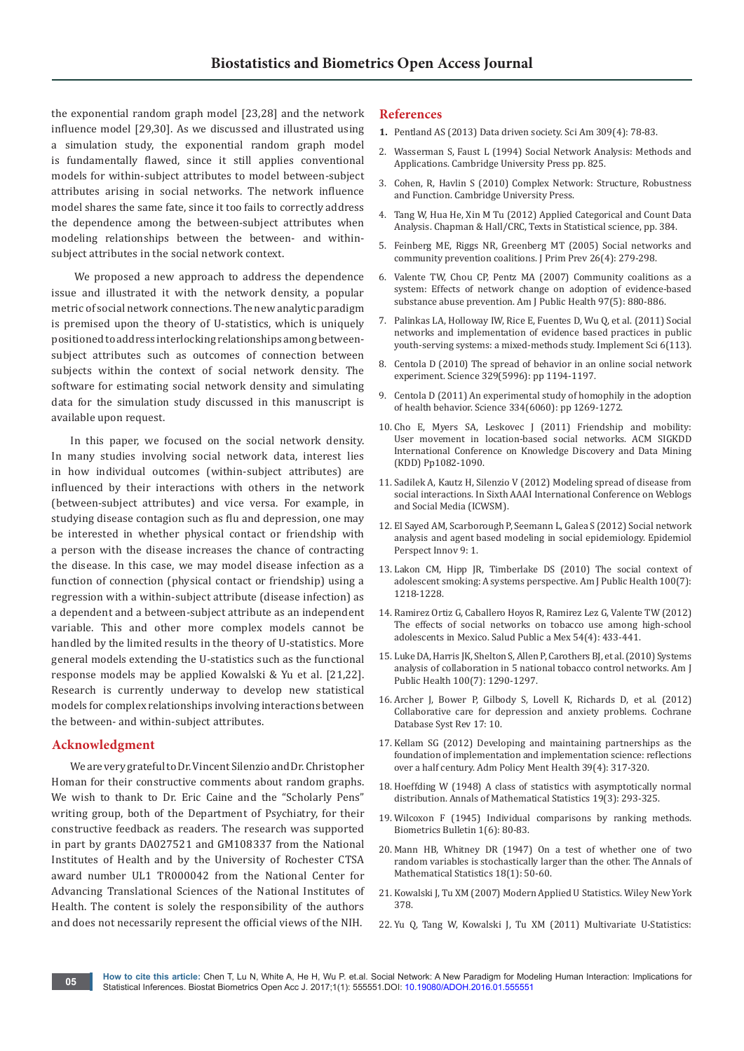the exponential random graph model [23,28] and the network influence model [29,30]. As we discussed and illustrated using a simulation study, the exponential random graph model is fundamentally flawed, since it still applies conventional models for within-subject attributes to model between-subject attributes arising in social networks. The network influence model shares the same fate, since it too fails to correctly address the dependence among the between-subject attributes when modeling relationships between the between- and within-subject attributes in the social network context.

We proposed a new approach to address the dependence issue and illustrated it with the network density, a popular metric of social network connections. The new analytic paradigm is premised upon the theory of U-statistics, which is uniquely positioned to address interlocking relationships among between-subject attributes such as outcomes of connection between subjects within the context of social network density. The software for estimating social network density and simulating data for the simulation study discussed in this manuscript is available upon request.

In this paper, we focused on the social network density. In many studies involving social network data, interest lies in how individual outcomes (within-subject attributes) are influenced by their interactions with others in the network (between-subject attributes) and vice versa. For example, in studying disease contagion such as flu and depression, one may be interested in whether physical contact or friendship with a person with the disease increases the chance of contracting the disease. In this case, we may model disease infection as a function of connection (physical contact or friendship) using a regression with a within-subject attribute (disease infection) as a dependent and a between-subject attribute as an independent variable. This and other more complex models cannot be handled by the limited results in the theory of U-statistics. More general models extending the U-statistics such as the functional response models may be applied Kowalski & Yu et al. [21,22]. Research is currently underway to develop new statistical models for complex relationships involving interactions between the between- and within-subject attributes.

## Acknowledgment

We are very grateful to Dr. Vincent Silenzio and Dr. Christopher Homan for their constructive comments about random graphs. We wish to thank to Dr. Eric Caine and the "Scholarly Pens" writing group, both of the Department of Psychiatry, for their constructive feedback as readers. The research was supported in part by grants DA027521 and GM108337 from the National Institutes of Health and by the University of Rochester CTSA award number UL1 TR000042 from the National Center for Advancing Translational Sciences of the National Institutes of Health. The content is solely the responsibility of the authors and does not necessarily represent the official views of the NIH.

## References

1. Pentland AS (2013) Data driven society. Sci Am 309(4): 78-83.
2. Wasserman S, Faust L (1994) Social Network Analysis: Methods and Applications. Cambridge University Press pp. 825.
3. Cohen, R, Havlin S (2010) Complex Network: Structure, Robustness and Function. Cambridge University Press.
4. Tang W, Hua He, Xin M Tu (2012) Applied Categorical and Count Data Analysis. Chapman & Hall/CRC, Texts in Statistical science, pp. 384.
5. Feinberg ME, Riggs NR, Greenberg MT (2005) Social networks and community prevention coalitions. J Prim Prev 26(4): 279-298.
6. Valente TW, Chou CP, Pentz MA (2007) Community coalitions as a system: Effects of network change on adoption of evidence-based substance abuse prevention. Am J Public Health 97(5): 880-886.
7. Palinkas LA, Holloway IW, Rice E, Fuentes D, Wu Q, et al. (2011) Social networks and implementation of evidence based practices in public youth-serving systems: a mixed-methods study. Implement Sci 6(113).
8. Centola D (2010) The spread of behavior in an online social network experiment. Science 329(5996): pp 1194-1197.
9. Centola D (2011) An experimental study of homophily in the adoption of health behavior. Science 334(6060): pp 1269-1272.
10. Cho E, Myers SA, Leskovec J (2011) Friendship and mobility: User movement in location-based social networks. ACM SIGKDD International Conference on Knowledge Discovery and Data Mining (KDD) Pp1082-1090.
11. Sadilek A, Kautz H, Silenzio V (2012) Modeling spread of disease from social interactions. In Sixth AAAI International Conference on Weblogs and Social Media (ICWSM).
12. El Sayed AM, Scarborough P, Seemann L, Galea S (2012) Social network analysis and agent based modeling in social epidemiology. Epidemiol Perspect Innov 9: 1.
13. Lakon CM, Hipp JR, Timberlake DS (2010) The social context of adolescent smoking: A systems perspective. Am J Public Health 100(7): 1218-1228.
14. Ramirez Ortiz G, Caballero Hoyos R, Ramirez Lez G, Valente TW (2012) The effects of social networks on tobacco use among high-school adolescents in Mexico. Salud Public a Mex 54(4): 433-441.
15. Luke DA, Harris JK, Shelton S, Allen P, Carothers BJ, et al. (2010) Systems analysis of collaboration in 5 national tobacco control networks. Am J Public Health 100(7): 1290-1297.
16. Archer J, Bower P, Gilbody S, Lovell K, Richards D, et al. (2012) Collaborative care for depression and anxiety problems. Cochrane Database Syst Rev 17: 10.
17. Kellam SG (2012) Developing and maintaining partnerships as the foundation of implementation and implementation science: reflections over a half century. Adm Policy Ment Health 39(4): 317-320.
18. Hoeffding W (1948) A class of statistics with asymptotically normal distribution. Annals of Mathematical Statistics 19(3): 293-325.
19. Wilcoxon F (1945) Individual comparisons by ranking methods. Biometrics Bulletin 1(6): 80-83.
20. Mann HB, Whitney DR (1947) On a test of whether one of two random variables is stochastically larger than the other. The Annals of Mathematical Statistics 18(1): 50-60.
21. Kowalski J, Tu XM (2007) Modern Applied U Statistics. Wiley New York 378.
22. Yu Q, Tang W, Kowalski J, Tu XM (2011) Multivariate U-Statistics: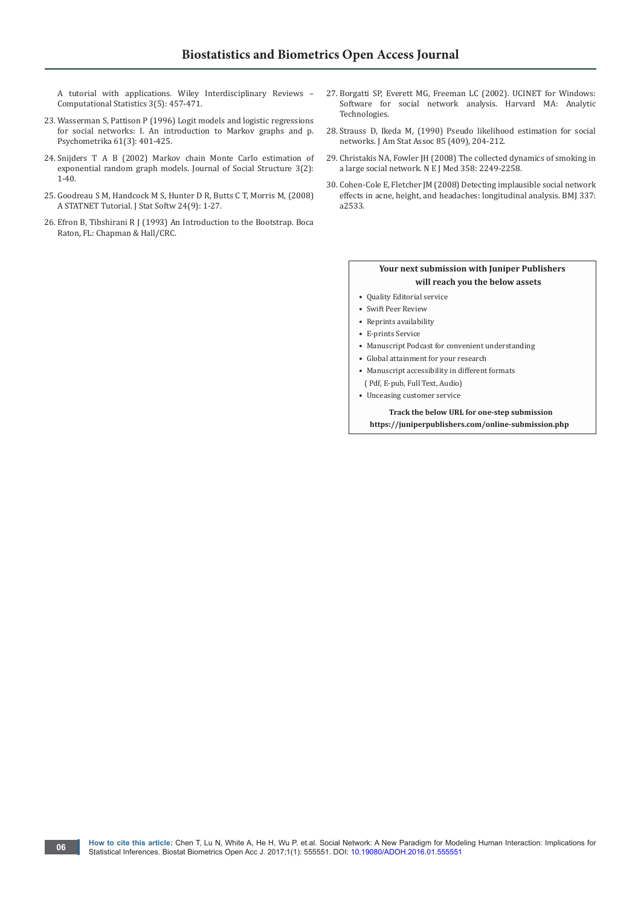A tutorial with applications. Wiley Interdisciplinary Reviews – Computational Statistics 3(5): 457-471.

23. Wasserman S, Pattison P (1996) Logit models and logistic regressions for social networks: I. An introduction to Markov graphs and p. Psychometrika 61(3): 401-425.

24. Snijders T A B (2002) Markov chain Monte Carlo estimation of exponential random graph models. Journal of Social Structure 3(2): 1-40.

25. Goodreau S M, Handcock M S, Hunter D R, Butts C T, Morris M, (2008) A STATNET Tutorial. J Stat Softw 24(9): 1-27.

26. Efron B, Tibshirani R J (1993) An Introduction to the Bootstrap. Boca Raton, FL: Chapman & Hall/CRC.

27. Borgatti SP, Everett MG, Freeman LC (2002). UCINET for Windows: Software for social network analysis. Harvard MA: Analytic Technologies.

28. Strauss D, Ikeda M, (1990) Pseudo likelihood estimation for social networks. J Am Stat Assoc 85 (409), 204-212.

29. Christakis NA, Fowler JH (2008) The collected dynamics of smoking in a large social network. N E J Med 358: 2249-2258.

30. Cohen-Cole E, Fletcher JM (2008) Detecting implausible social network effects in acne, height, and headaches: longitudinal analysis. BMJ 337: a2533.

**Your next submission with Juniper Publishers will reach you the below assets**

- Quality Editorial service
- Swift Peer Review
- Reprints availability
- E-prints Service
- Manuscript Podcast for convenient understanding
- Global attainment for your research
- Manuscript accessibility in different formats
  ( Pdf, E-pub, Full Text, Audio)
- Unceasing customer service

**Track the below URL for one-step submission**
**https://juniperpublishers.com/online-submission.php**

**How to cite this article:** Chen T, Lu N, White A, He H, Wu P. et.al. Social Network: A New Paradigm for Modeling Human Interaction: Implications for Statistical Inferences. Biostat Biometrics Open Acc J. 2017;1(1): 555551. DOI: 10.19080/ADOH.2016.01.555551